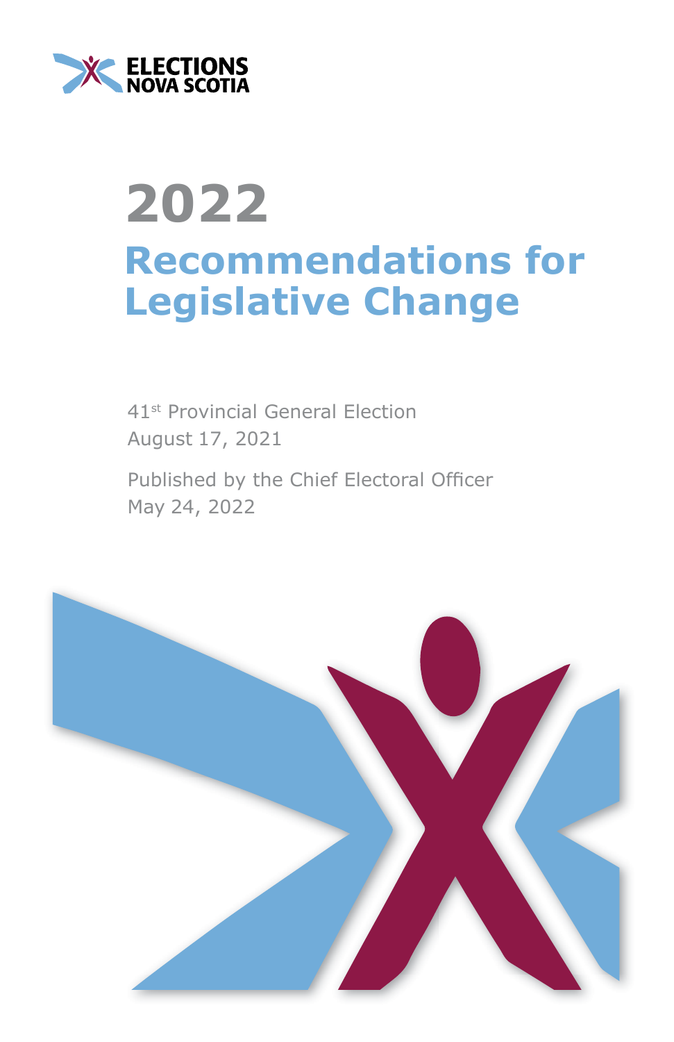ELECTIONS NOVA SCOTIA

# 2022

# Recommendations for Legislative Change

41st Provincial General Election
August 17, 2021

Published by the Chief Electoral Officer
May 24, 2022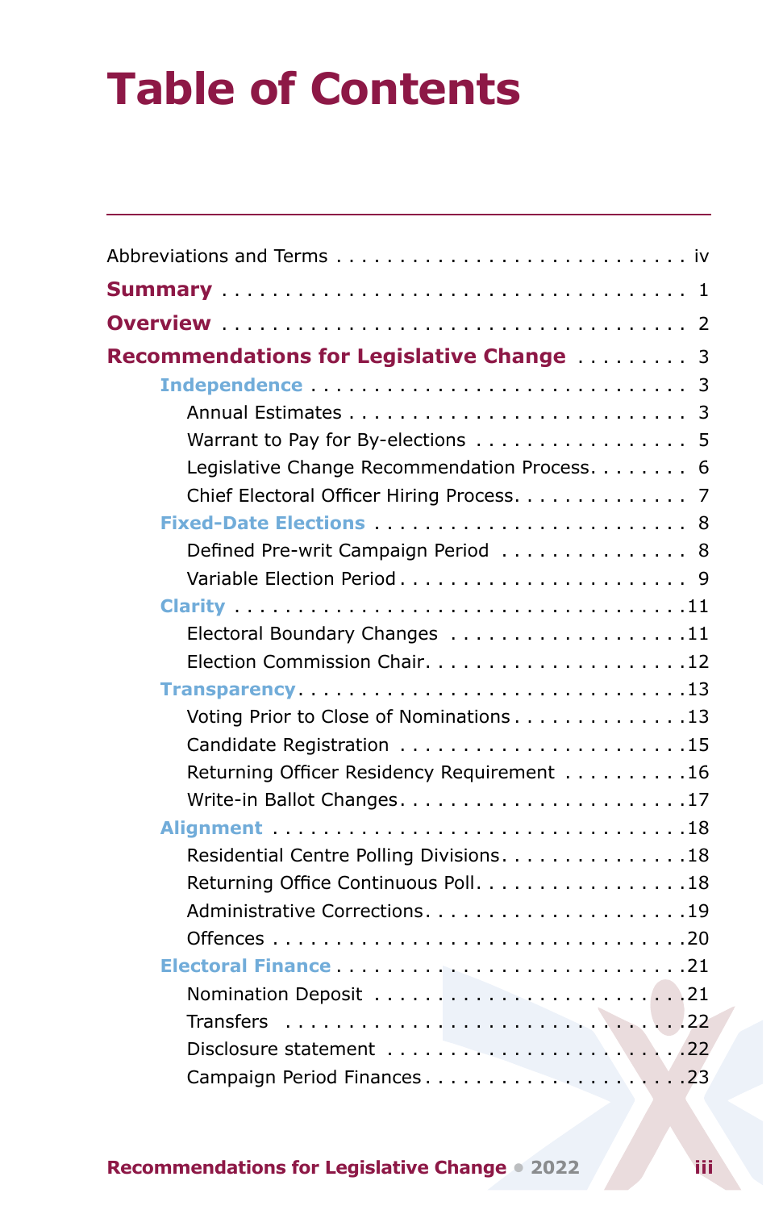# Table of Contents

Abbreviations and Terms . . . . . . . . . . . . . . . . . . . . . . . . . . . iv

**Summary** . . . . . . . . . . . . . . . . . . . . . . . . . . . . . . . . 1

**Overview** . . . . . . . . . . . . . . . . . . . . . . . . . . . . . . . . 2

**Recommendations for Legislative Change** . . . . . . . . . 3

- **Independence** . . . . . . . . . . . . . . . . . . . . . . . . . . . . . 3
  - Annual Estimates . . . . . . . . . . . . . . . . . . . . . . . . . 3
  - Warrant to Pay for By-elections . . . . . . . . . . . . . . . . 5
  - Legislative Change Recommendation Process. . . . . . . . 6
  - Chief Electoral Officer Hiring Process. . . . . . . . . . . . . 7
- **Fixed-Date Elections** . . . . . . . . . . . . . . . . . . . . . . . 8
  - Defined Pre-writ Campaign Period . . . . . . . . . . . . . . 8
  - Variable Election Period . . . . . . . . . . . . . . . . . . . . . 9
- **Clarity** . . . . . . . . . . . . . . . . . . . . . . . . . . . . . . . . 11
  - Electoral Boundary Changes . . . . . . . . . . . . . . . . . . 11
  - Election Commission Chair. . . . . . . . . . . . . . . . . . . 12
- **Transparency**. . . . . . . . . . . . . . . . . . . . . . . . . . . . 13
  - Voting Prior to Close of Nominations . . . . . . . . . . . . 13
  - Candidate Registration . . . . . . . . . . . . . . . . . . . . . 15
  - Returning Officer Residency Requirement . . . . . . . . . 16
  - Write-in Ballot Changes. . . . . . . . . . . . . . . . . . . . . 17
- **Alignment** . . . . . . . . . . . . . . . . . . . . . . . . . . . . . . 18
  - Residential Centre Polling Divisions. . . . . . . . . . . . . . 18
  - Returning Office Continuous Poll. . . . . . . . . . . . . . . . 18
  - Administrative Corrections. . . . . . . . . . . . . . . . . . . 19
  - Offences . . . . . . . . . . . . . . . . . . . . . . . . . . . . . . 20
- **Electoral Finance** . . . . . . . . . . . . . . . . . . . . . . . . . 21
  - Nomination Deposit . . . . . . . . . . . . . . . . . . . . . . . 21
  - Transfers . . . . . . . . . . . . . . . . . . . . . . . . . . . . . . 22
  - Disclosure statement . . . . . . . . . . . . . . . . . . . . . . 22
  - Campaign Period Finances. . . . . . . . . . . . . . . . . . . . 23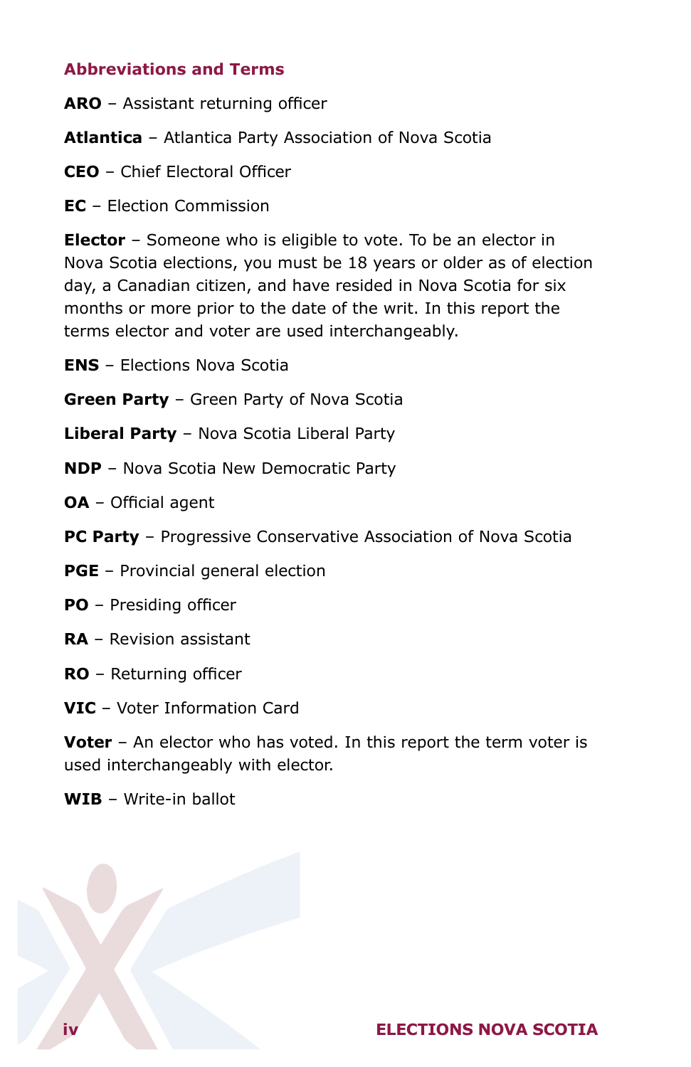## Abbreviations and Terms

**ARO** – Assistant returning officer

**Atlantica** – Atlantica Party Association of Nova Scotia

**CEO** – Chief Electoral Officer

**EC** – Election Commission

**Elector** – Someone who is eligible to vote. To be an elector in Nova Scotia elections, you must be 18 years or older as of election day, a Canadian citizen, and have resided in Nova Scotia for six months or more prior to the date of the writ. In this report the terms elector and voter are used interchangeably.

**ENS** – Elections Nova Scotia

**Green Party** – Green Party of Nova Scotia

**Liberal Party** – Nova Scotia Liberal Party

**NDP** – Nova Scotia New Democratic Party

**OA** – Official agent

**PC Party** – Progressive Conservative Association of Nova Scotia

**PGE** – Provincial general election

**PO** – Presiding officer

**RA** – Revision assistant

**RO** – Returning officer

**VIC** – Voter Information Card

**Voter** – An elector who has voted. In this report the term voter is used interchangeably with elector.

**WIB** – Write-in ballot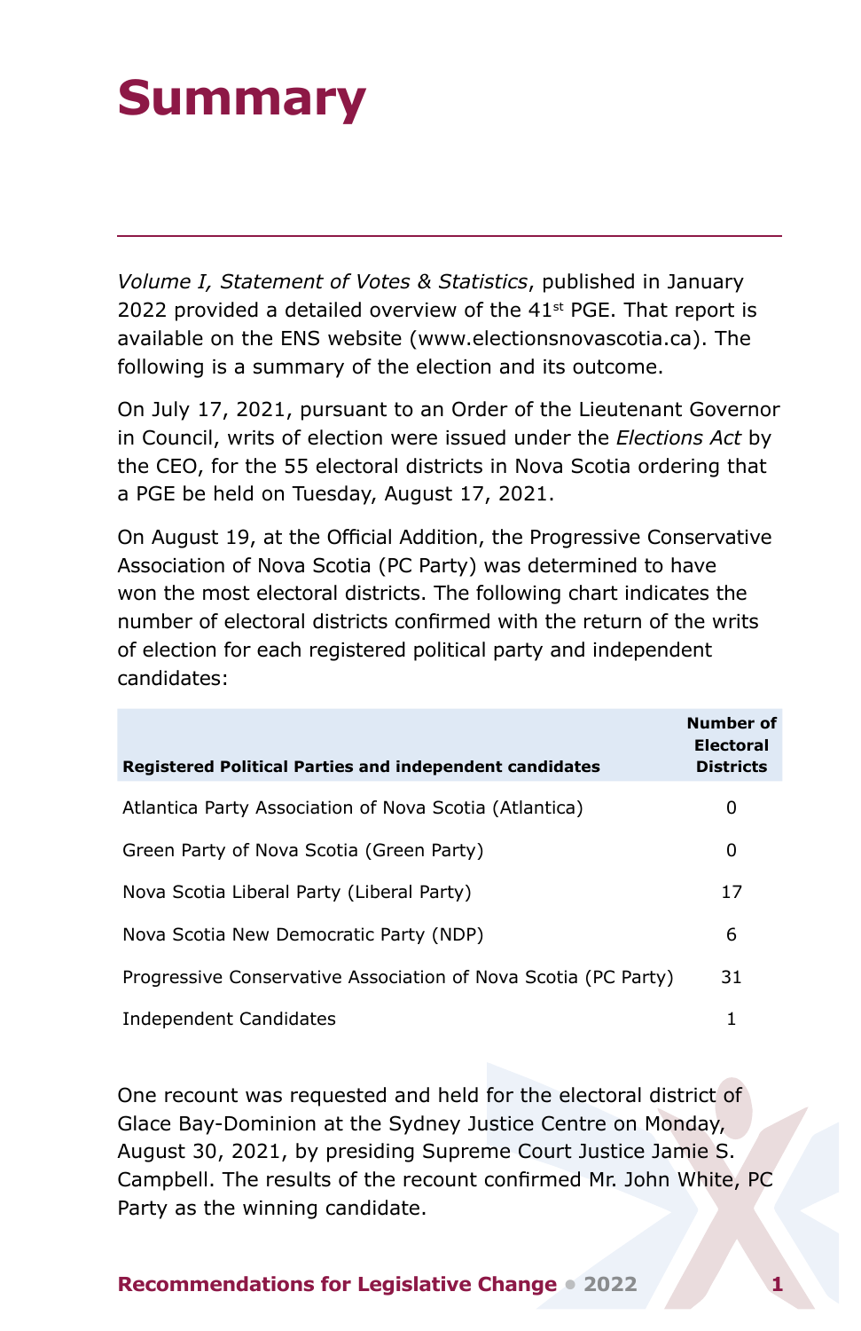# Summary

*Volume I, Statement of Votes & Statistics*, published in January 2022 provided a detailed overview of the 41st PGE. That report is available on the ENS website (www.electionsnovascotia.ca). The following is a summary of the election and its outcome.

On July 17, 2021, pursuant to an Order of the Lieutenant Governor in Council, writs of election were issued under the *Elections Act* by the CEO, for the 55 electoral districts in Nova Scotia ordering that a PGE be held on Tuesday, August 17, 2021.

On August 19, at the Official Addition, the Progressive Conservative Association of Nova Scotia (PC Party) was determined to have won the most electoral districts. The following chart indicates the number of electoral districts confirmed with the return of the writs of election for each registered political party and independent candidates:

| Registered Political Parties and independent candidates | Number of Electoral Districts |
|---|---|
| Atlantica Party Association of Nova Scotia (Atlantica) | 0 |
| Green Party of Nova Scotia (Green Party) | 0 |
| Nova Scotia Liberal Party (Liberal Party) | 17 |
| Nova Scotia New Democratic Party (NDP) | 6 |
| Progressive Conservative Association of Nova Scotia (PC Party) | 31 |
| Independent Candidates | 1 |

One recount was requested and held for the electoral district of Glace Bay-Dominion at the Sydney Justice Centre on Monday, August 30, 2021, by presiding Supreme Court Justice Jamie S. Campbell. The results of the recount confirmed Mr. John White, PC Party as the winning candidate.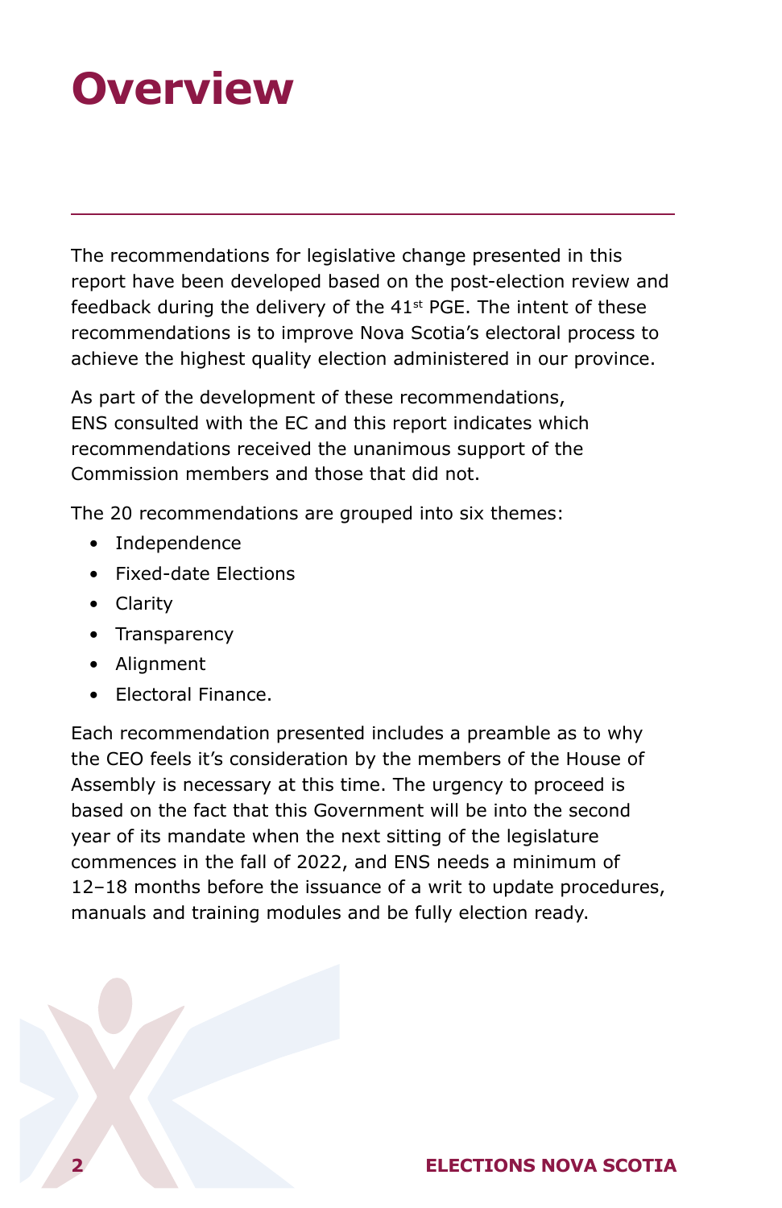# Overview

The recommendations for legislative change presented in this report have been developed based on the post-election review and feedback during the delivery of the 41st PGE. The intent of these recommendations is to improve Nova Scotia's electoral process to achieve the highest quality election administered in our province.

As part of the development of these recommendations, ENS consulted with the EC and this report indicates which recommendations received the unanimous support of the Commission members and those that did not.

The 20 recommendations are grouped into six themes:

- Independence
- Fixed-date Elections
- Clarity
- Transparency
- Alignment
- Electoral Finance.

Each recommendation presented includes a preamble as to why the CEO feels it's consideration by the members of the House of Assembly is necessary at this time. The urgency to proceed is based on the fact that this Government will be into the second year of its mandate when the next sitting of the legislature commences in the fall of 2022, and ENS needs a minimum of 12–18 months before the issuance of a writ to update procedures, manuals and training modules and be fully election ready.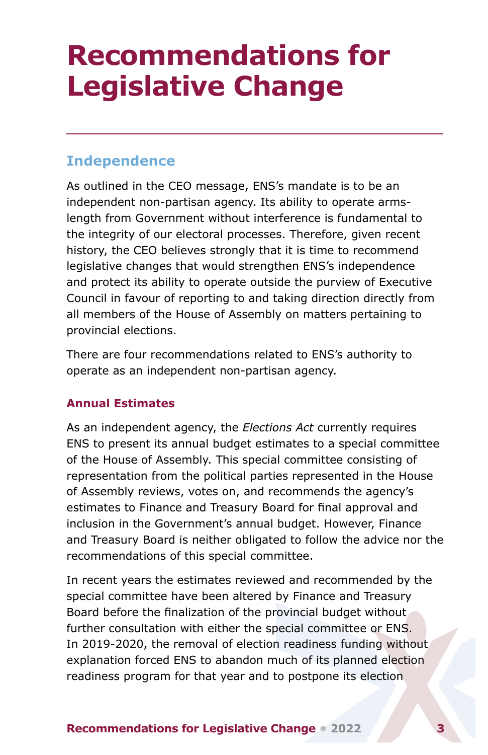# Recommendations for Legislative Change

## Independence

As outlined in the CEO message, ENS's mandate is to be an independent non-partisan agency. Its ability to operate arms-length from Government without interference is fundamental to the integrity of our electoral processes. Therefore, given recent history, the CEO believes strongly that it is time to recommend legislative changes that would strengthen ENS's independence and protect its ability to operate outside the purview of Executive Council in favour of reporting to and taking direction directly from all members of the House of Assembly on matters pertaining to provincial elections.

There are four recommendations related to ENS's authority to operate as an independent non-partisan agency.

### Annual Estimates

As an independent agency, the *Elections Act* currently requires ENS to present its annual budget estimates to a special committee of the House of Assembly. This special committee consisting of representation from the political parties represented in the House of Assembly reviews, votes on, and recommends the agency's estimates to Finance and Treasury Board for final approval and inclusion in the Government's annual budget. However, Finance and Treasury Board is neither obligated to follow the advice nor the recommendations of this special committee.

In recent years the estimates reviewed and recommended by the special committee have been altered by Finance and Treasury Board before the finalization of the provincial budget without further consultation with either the special committee or ENS. In 2019-2020, the removal of election readiness funding without explanation forced ENS to abandon much of its planned election readiness program for that year and to postpone its election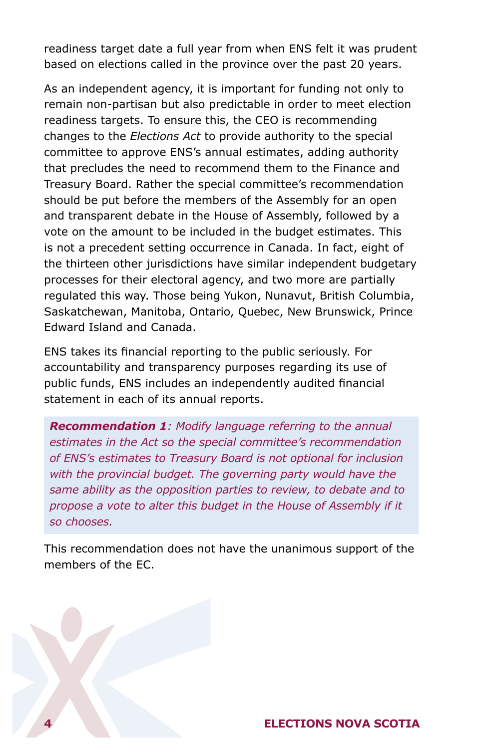readiness target date a full year from when ENS felt it was prudent based on elections called in the province over the past 20 years.

As an independent agency, it is important for funding not only to remain non-partisan but also predictable in order to meet election readiness targets. To ensure this, the CEO is recommending changes to the *Elections Act* to provide authority to the special committee to approve ENS's annual estimates, adding authority that precludes the need to recommend them to the Finance and Treasury Board. Rather the special committee's recommendation should be put before the members of the Assembly for an open and transparent debate in the House of Assembly, followed by a vote on the amount to be included in the budget estimates. This is not a precedent setting occurrence in Canada. In fact, eight of the thirteen other jurisdictions have similar independent budgetary processes for their electoral agency, and two more are partially regulated this way. Those being Yukon, Nunavut, British Columbia, Saskatchewan, Manitoba, Ontario, Quebec, New Brunswick, Prince Edward Island and Canada.

ENS takes its financial reporting to the public seriously. For accountability and transparency purposes regarding its use of public funds, ENS includes an independently audited financial statement in each of its annual reports.

> ***Recommendation 1****: Modify language referring to the annual estimates in the Act so the special committee's recommendation of ENS's estimates to Treasury Board is not optional for inclusion with the provincial budget. The governing party would have the same ability as the opposition parties to review, to debate and to propose a vote to alter this budget in the House of Assembly if it so chooses.*

This recommendation does not have the unanimous support of the members of the EC.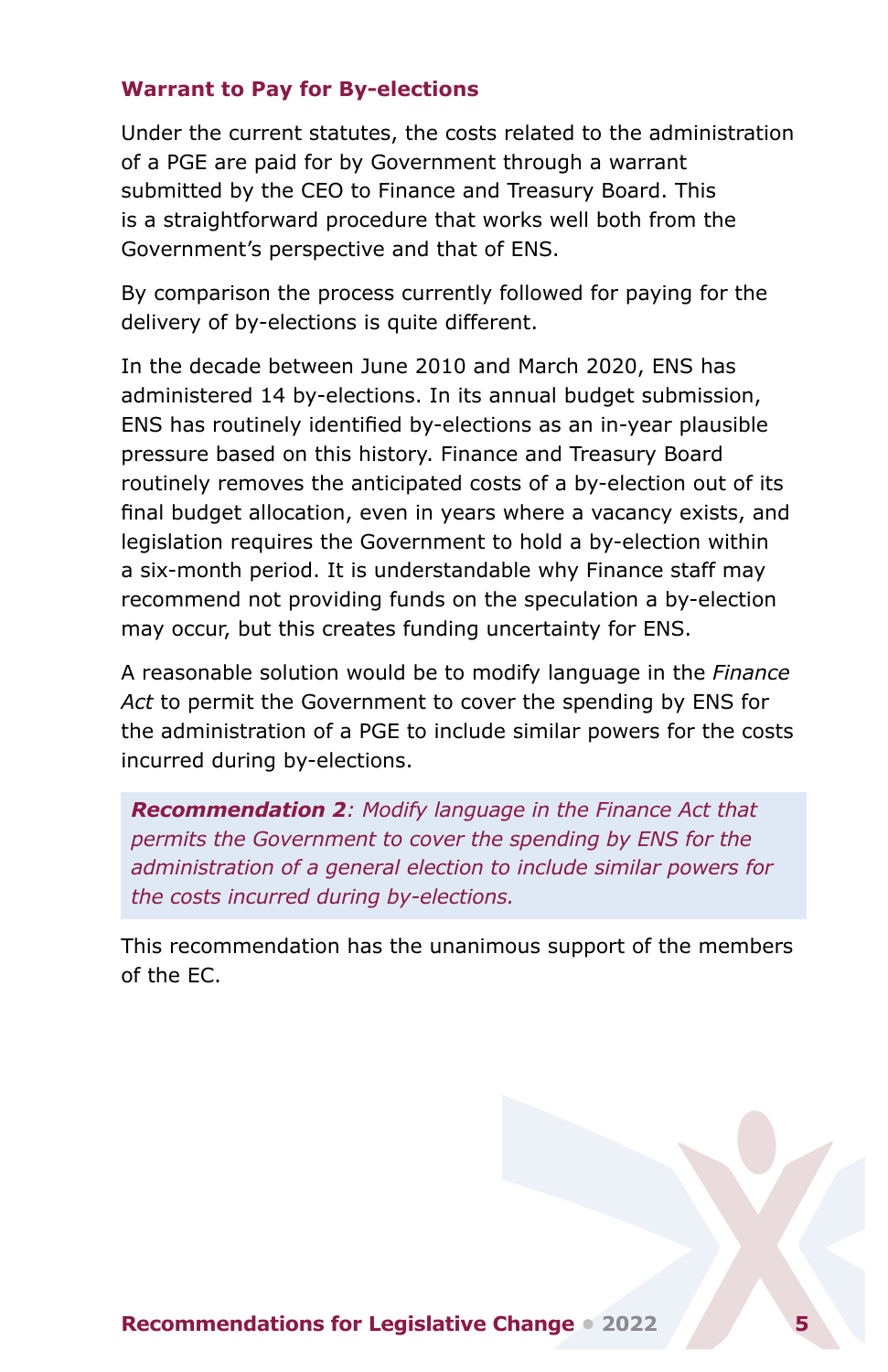## Warrant to Pay for By-elections

Under the current statutes, the costs related to the administration of a PGE are paid for by Government through a warrant submitted by the CEO to Finance and Treasury Board. This is a straightforward procedure that works well both from the Government's perspective and that of ENS.

By comparison the process currently followed for paying for the delivery of by-elections is quite different.

In the decade between June 2010 and March 2020, ENS has administered 14 by-elections. In its annual budget submission, ENS has routinely identified by-elections as an in-year plausible pressure based on this history. Finance and Treasury Board routinely removes the anticipated costs of a by-election out of its final budget allocation, even in years where a vacancy exists, and legislation requires the Government to hold a by-election within a six-month period. It is understandable why Finance staff may recommend not providing funds on the speculation a by-election may occur, but this creates funding uncertainty for ENS.

A reasonable solution would be to modify language in the *Finance Act* to permit the Government to cover the spending by ENS for the administration of a PGE to include similar powers for the costs incurred during by-elections.

> ***Recommendation 2****: Modify language in the Finance Act that permits the Government to cover the spending by ENS for the administration of a general election to include similar powers for the costs incurred during by-elections.*

This recommendation has the unanimous support of the members of the EC.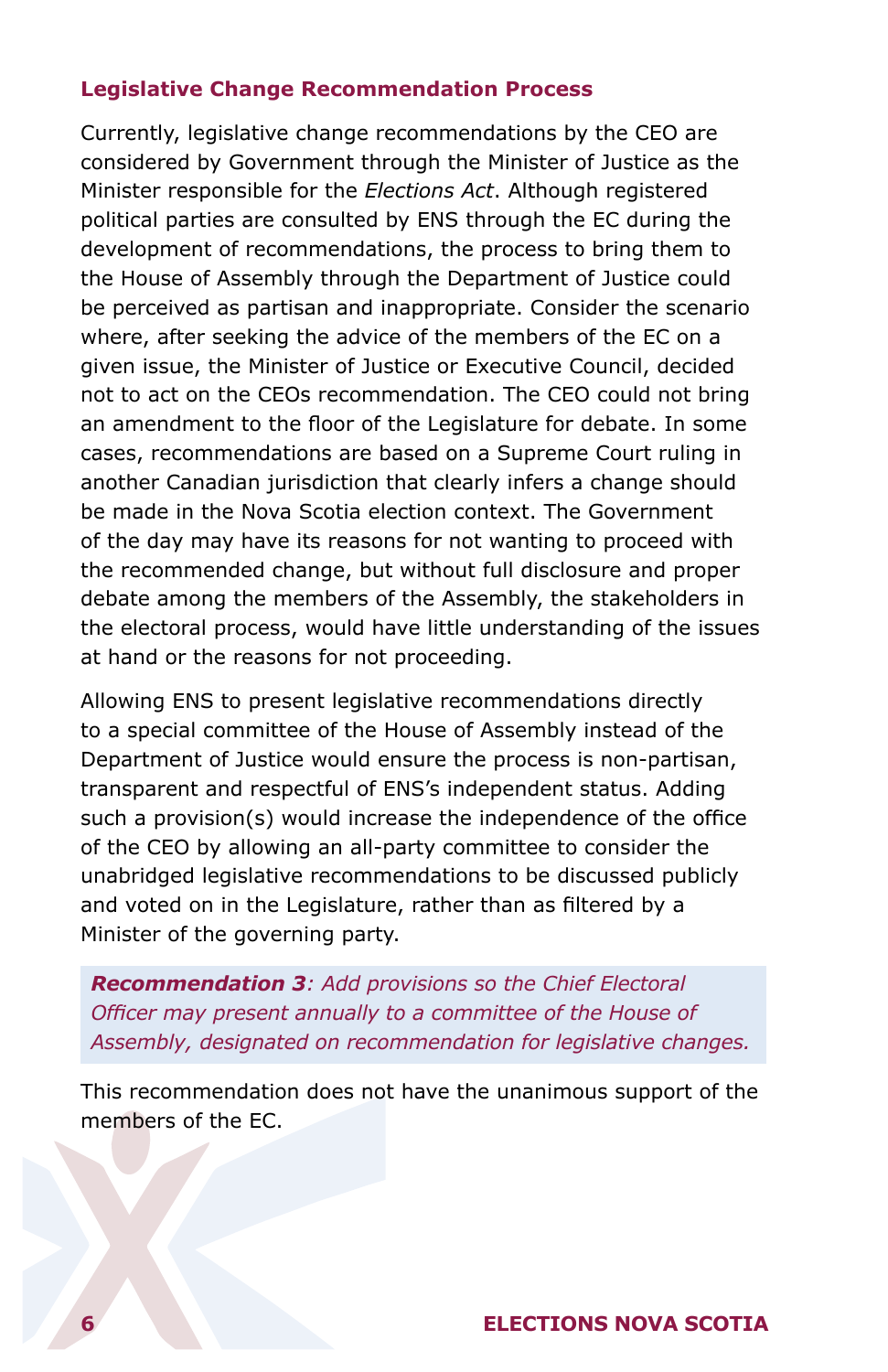### Legislative Change Recommendation Process

Currently, legislative change recommendations by the CEO are considered by Government through the Minister of Justice as the Minister responsible for the *Elections Act*. Although registered political parties are consulted by ENS through the EC during the development of recommendations, the process to bring them to the House of Assembly through the Department of Justice could be perceived as partisan and inappropriate. Consider the scenario where, after seeking the advice of the members of the EC on a given issue, the Minister of Justice or Executive Council, decided not to act on the CEOs recommendation. The CEO could not bring an amendment to the floor of the Legislature for debate. In some cases, recommendations are based on a Supreme Court ruling in another Canadian jurisdiction that clearly infers a change should be made in the Nova Scotia election context. The Government of the day may have its reasons for not wanting to proceed with the recommended change, but without full disclosure and proper debate among the members of the Assembly, the stakeholders in the electoral process, would have little understanding of the issues at hand or the reasons for not proceeding.

Allowing ENS to present legislative recommendations directly to a special committee of the House of Assembly instead of the Department of Justice would ensure the process is non-partisan, transparent and respectful of ENS's independent status. Adding such a provision(s) would increase the independence of the office of the CEO by allowing an all-party committee to consider the unabridged legislative recommendations to be discussed publicly and voted on in the Legislature, rather than as filtered by a Minister of the governing party.

> ***Recommendation 3**: Add provisions so the Chief Electoral Officer may present annually to a committee of the House of Assembly, designated on recommendation for legislative changes.*

This recommendation does not have the unanimous support of the members of the EC.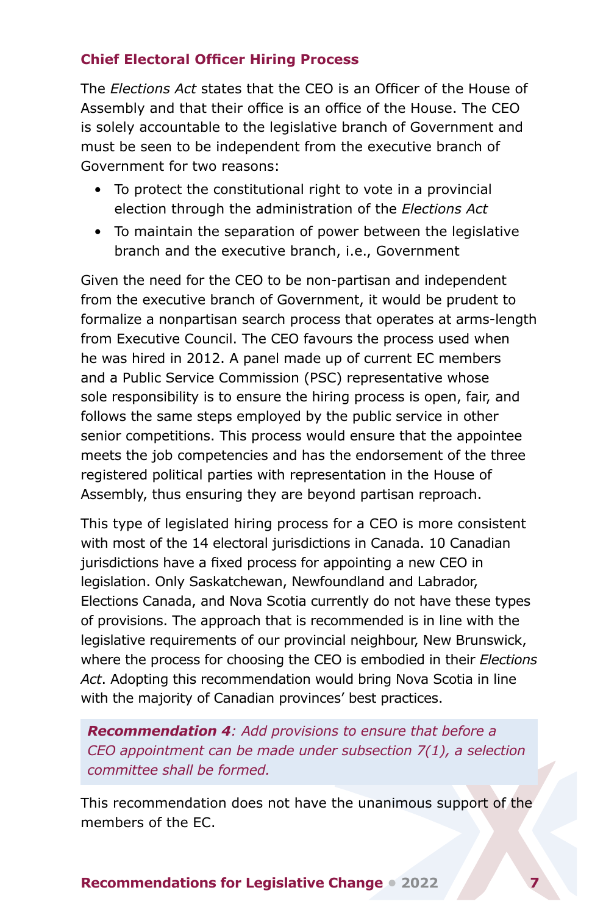## Chief Electoral Officer Hiring Process

The *Elections Act* states that the CEO is an Officer of the House of Assembly and that their office is an office of the House. The CEO is solely accountable to the legislative branch of Government and must be seen to be independent from the executive branch of Government for two reasons:

- To protect the constitutional right to vote in a provincial election through the administration of the *Elections Act*
- To maintain the separation of power between the legislative branch and the executive branch, i.e., Government

Given the need for the CEO to be non-partisan and independent from the executive branch of Government, it would be prudent to formalize a nonpartisan search process that operates at arms-length from Executive Council. The CEO favours the process used when he was hired in 2012. A panel made up of current EC members and a Public Service Commission (PSC) representative whose sole responsibility is to ensure the hiring process is open, fair, and follows the same steps employed by the public service in other senior competitions. This process would ensure that the appointee meets the job competencies and has the endorsement of the three registered political parties with representation in the House of Assembly, thus ensuring they are beyond partisan reproach.

This type of legislated hiring process for a CEO is more consistent with most of the 14 electoral jurisdictions in Canada. 10 Canadian jurisdictions have a fixed process for appointing a new CEO in legislation. Only Saskatchewan, Newfoundland and Labrador, Elections Canada, and Nova Scotia currently do not have these types of provisions. The approach that is recommended is in line with the legislative requirements of our provincial neighbour, New Brunswick, where the process for choosing the CEO is embodied in their *Elections Act*. Adopting this recommendation would bring Nova Scotia in line with the majority of Canadian provinces' best practices.

> ***Recommendation 4****: Add provisions to ensure that before a CEO appointment can be made under subsection 7(1), a selection committee shall be formed.*

This recommendation does not have the unanimous support of the members of the EC.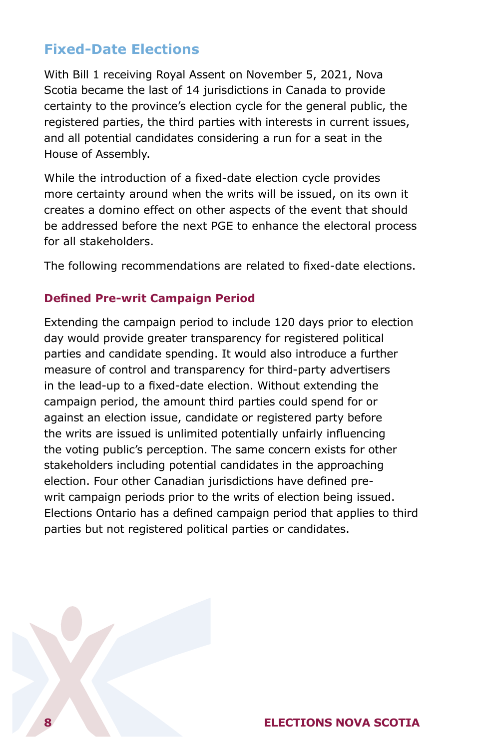## Fixed-Date Elections

With Bill 1 receiving Royal Assent on November 5, 2021, Nova Scotia became the last of 14 jurisdictions in Canada to provide certainty to the province's election cycle for the general public, the registered parties, the third parties with interests in current issues, and all potential candidates considering a run for a seat in the House of Assembly.

While the introduction of a fixed-date election cycle provides more certainty around when the writs will be issued, on its own it creates a domino effect on other aspects of the event that should be addressed before the next PGE to enhance the electoral process for all stakeholders.

The following recommendations are related to fixed-date elections.

### Defined Pre-writ Campaign Period

Extending the campaign period to include 120 days prior to election day would provide greater transparency for registered political parties and candidate spending. It would also introduce a further measure of control and transparency for third-party advertisers in the lead-up to a fixed-date election. Without extending the campaign period, the amount third parties could spend for or against an election issue, candidate or registered party before the writs are issued is unlimited potentially unfairly influencing the voting public's perception. The same concern exists for other stakeholders including potential candidates in the approaching election. Four other Canadian jurisdictions have defined pre-writ campaign periods prior to the writs of election being issued. Elections Ontario has a defined campaign period that applies to third parties but not registered political parties or candidates.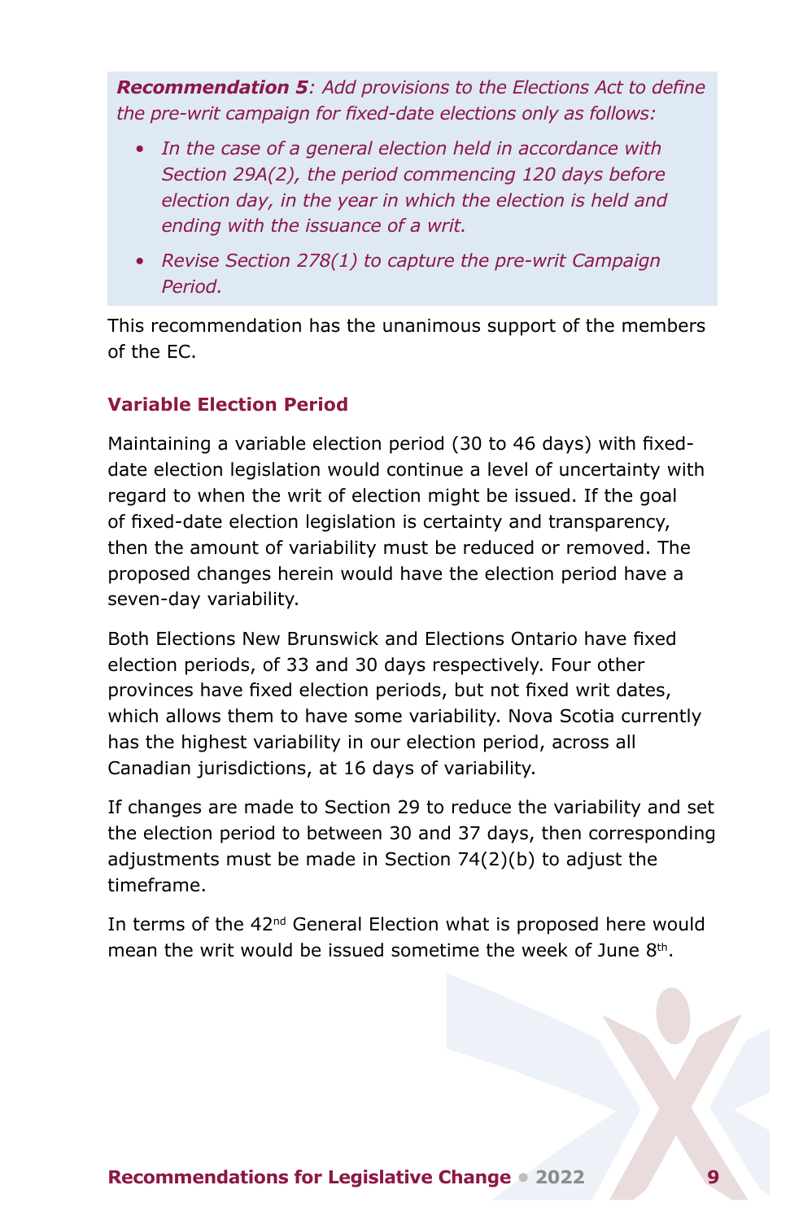***Recommendation 5**: Add provisions to the Elections Act to define the pre-writ campaign for fixed-date elections only as follows:*

- *In the case of a general election held in accordance with Section 29A(2), the period commencing 120 days before election day, in the year in which the election is held and ending with the issuance of a writ.*
- *Revise Section 278(1) to capture the pre-writ Campaign Period.*

This recommendation has the unanimous support of the members of the EC.

### Variable Election Period

Maintaining a variable election period (30 to 46 days) with fixed-date election legislation would continue a level of uncertainty with regard to when the writ of election might be issued. If the goal of fixed-date election legislation is certainty and transparency, then the amount of variability must be reduced or removed. The proposed changes herein would have the election period have a seven-day variability.

Both Elections New Brunswick and Elections Ontario have fixed election periods, of 33 and 30 days respectively. Four other provinces have fixed election periods, but not fixed writ dates, which allows them to have some variability. Nova Scotia currently has the highest variability in our election period, across all Canadian jurisdictions, at 16 days of variability.

If changes are made to Section 29 to reduce the variability and set the election period to between 30 and 37 days, then corresponding adjustments must be made in Section 74(2)(b) to adjust the timeframe.

In terms of the 42nd General Election what is proposed here would mean the writ would be issued sometime the week of June 8th.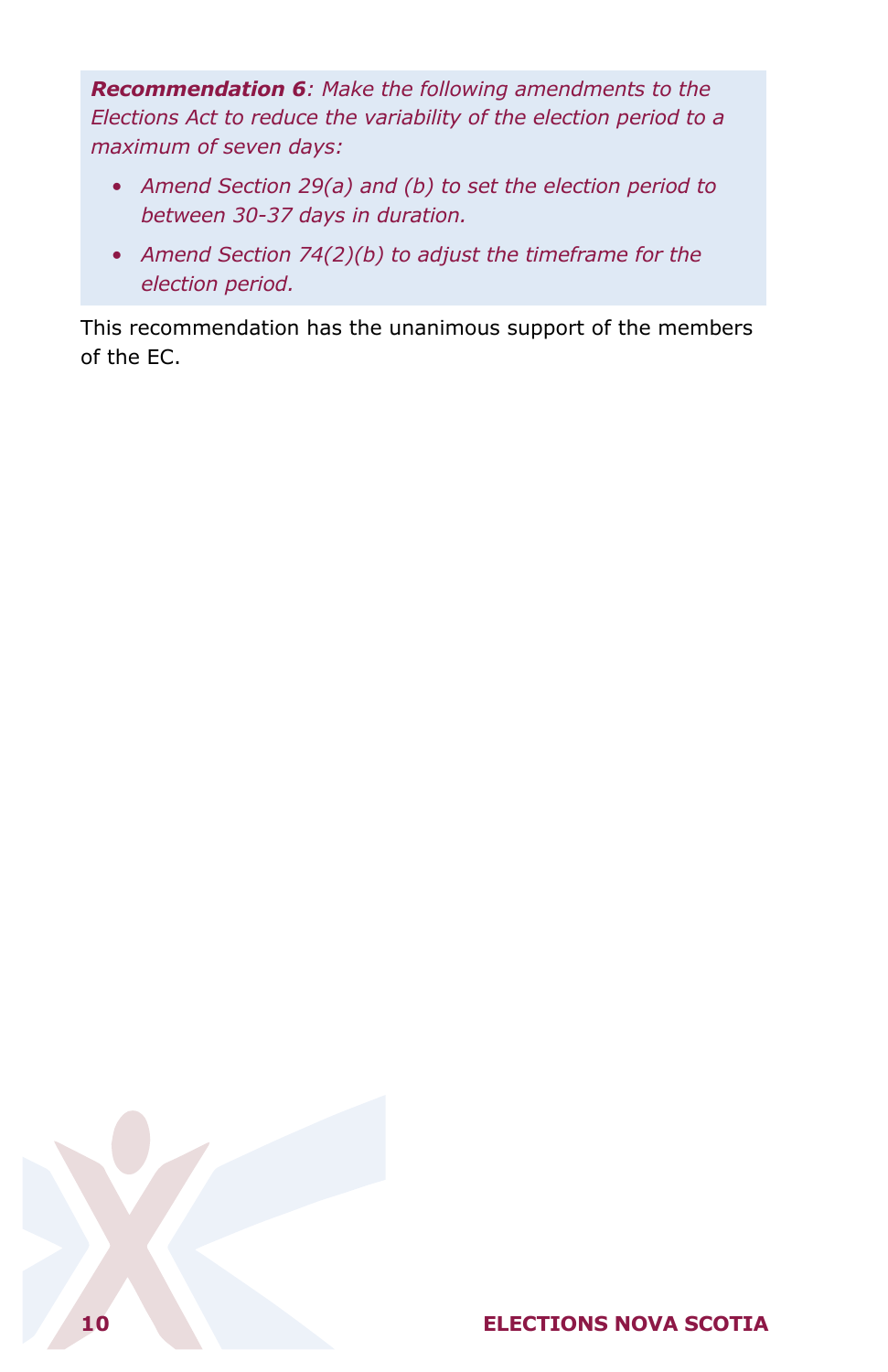***Recommendation 6**: Make the following amendments to the Elections Act to reduce the variability of the election period to a maximum of seven days:*

- *Amend Section 29(a) and (b) to set the election period to between 30-37 days in duration.*
- *Amend Section 74(2)(b) to adjust the timeframe for the election period.*

This recommendation has the unanimous support of the members of the EC.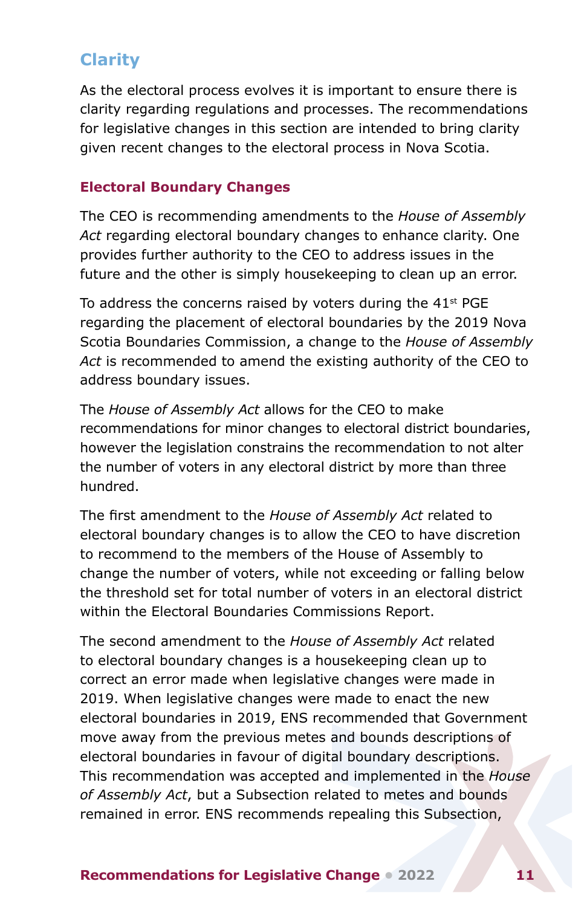## Clarity

As the electoral process evolves it is important to ensure there is clarity regarding regulations and processes. The recommendations for legislative changes in this section are intended to bring clarity given recent changes to the electoral process in Nova Scotia.

### Electoral Boundary Changes

The CEO is recommending amendments to the *House of Assembly Act* regarding electoral boundary changes to enhance clarity. One provides further authority to the CEO to address issues in the future and the other is simply housekeeping to clean up an error.

To address the concerns raised by voters during the 41st PGE regarding the placement of electoral boundaries by the 2019 Nova Scotia Boundaries Commission, a change to the *House of Assembly Act* is recommended to amend the existing authority of the CEO to address boundary issues.

The *House of Assembly Act* allows for the CEO to make recommendations for minor changes to electoral district boundaries, however the legislation constrains the recommendation to not alter the number of voters in any electoral district by more than three hundred.

The first amendment to the *House of Assembly Act* related to electoral boundary changes is to allow the CEO to have discretion to recommend to the members of the House of Assembly to change the number of voters, while not exceeding or falling below the threshold set for total number of voters in an electoral district within the Electoral Boundaries Commissions Report.

The second amendment to the *House of Assembly Act* related to electoral boundary changes is a housekeeping clean up to correct an error made when legislative changes were made in 2019. When legislative changes were made to enact the new electoral boundaries in 2019, ENS recommended that Government move away from the previous metes and bounds descriptions of electoral boundaries in favour of digital boundary descriptions. This recommendation was accepted and implemented in the *House of Assembly Act*, but a Subsection related to metes and bounds remained in error. ENS recommends repealing this Subsection,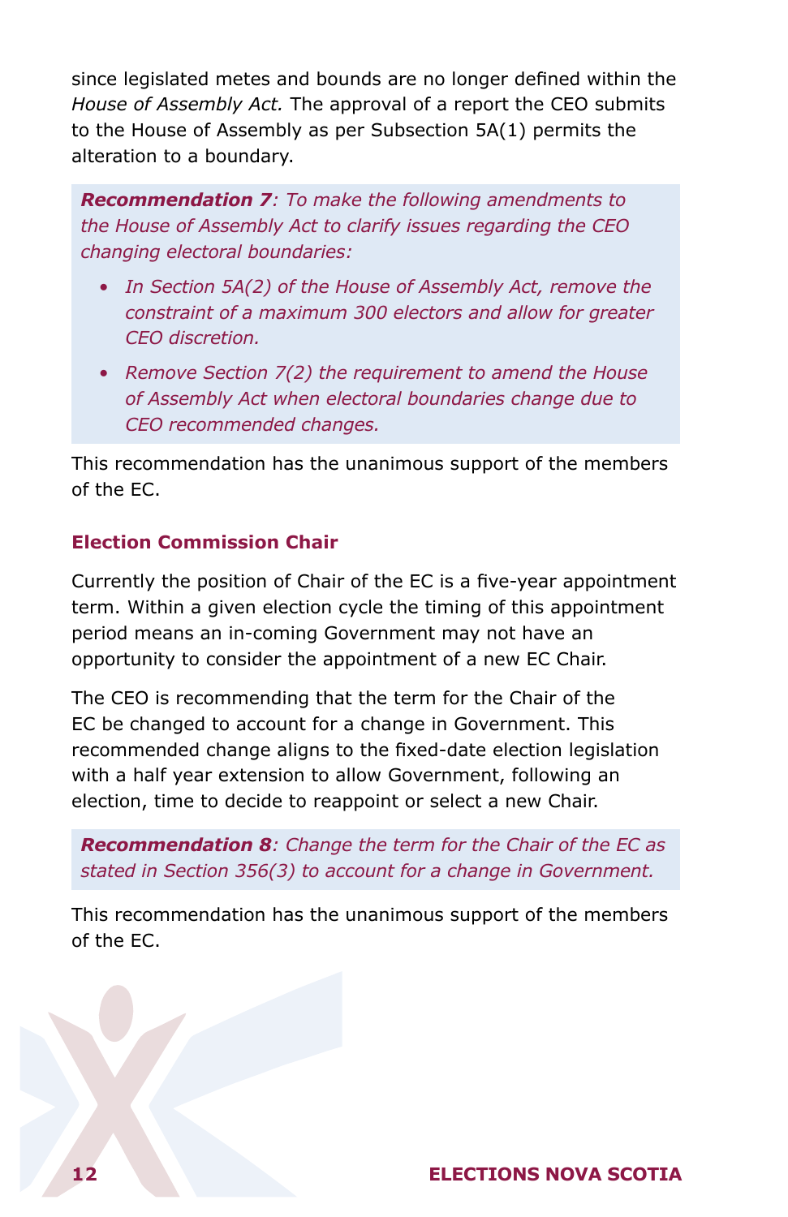since legislated metes and bounds are no longer defined within the *House of Assembly Act.* The approval of a report the CEO submits to the House of Assembly as per Subsection 5A(1) permits the alteration to a boundary.

***Recommendation 7**: To make the following amendments to the House of Assembly Act to clarify issues regarding the CEO changing electoral boundaries:*

- *In Section 5A(2) of the House of Assembly Act, remove the constraint of a maximum 300 electors and allow for greater CEO discretion.*
- *Remove Section 7(2) the requirement to amend the House of Assembly Act when electoral boundaries change due to CEO recommended changes.*

This recommendation has the unanimous support of the members of the EC.

### Election Commission Chair

Currently the position of Chair of the EC is a five-year appointment term. Within a given election cycle the timing of this appointment period means an in-coming Government may not have an opportunity to consider the appointment of a new EC Chair.

The CEO is recommending that the term for the Chair of the EC be changed to account for a change in Government. This recommended change aligns to the fixed-date election legislation with a half year extension to allow Government, following an election, time to decide to reappoint or select a new Chair.

***Recommendation 8**: Change the term for the Chair of the EC as stated in Section 356(3) to account for a change in Government.*

This recommendation has the unanimous support of the members of the EC.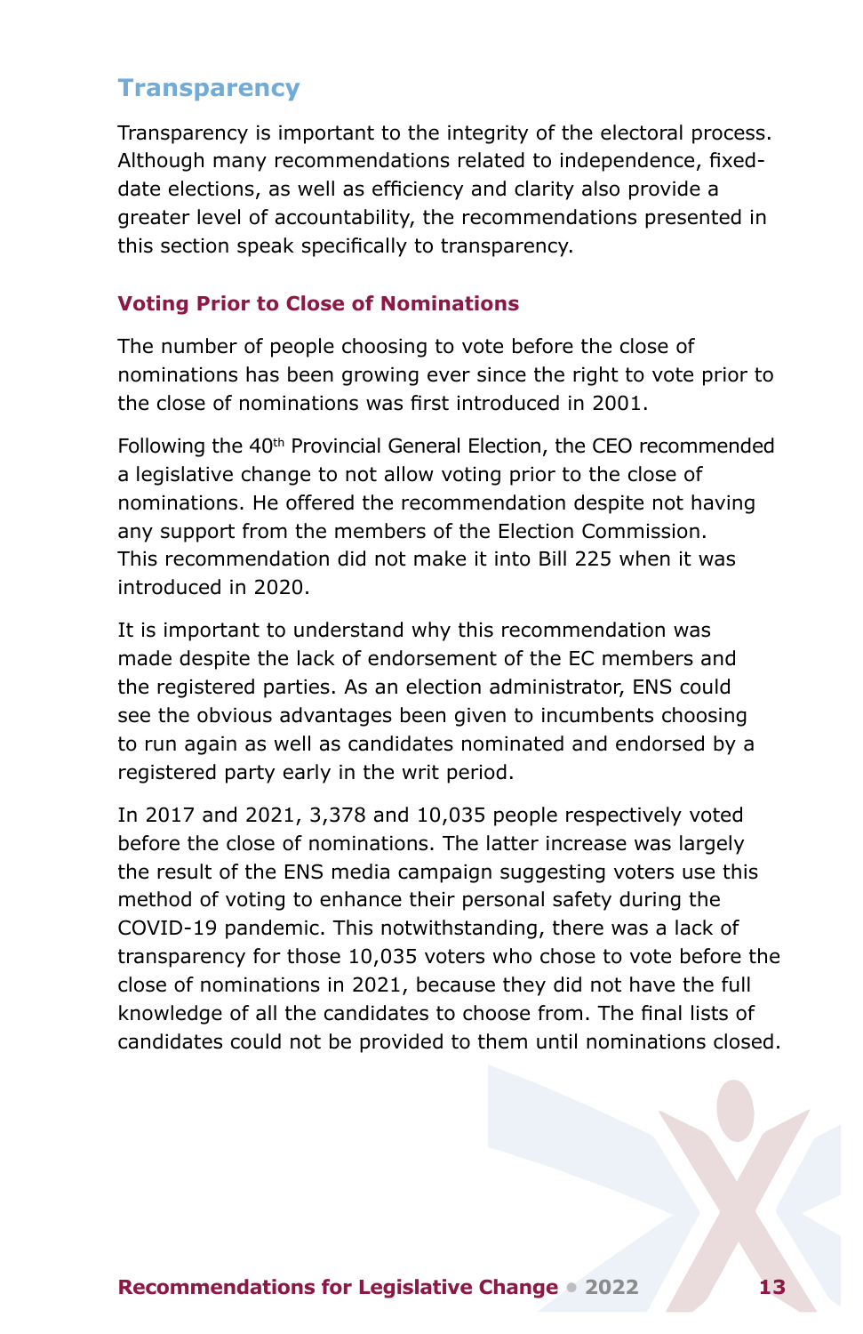## Transparency

Transparency is important to the integrity of the electoral process. Although many recommendations related to independence, fixed-date elections, as well as efficiency and clarity also provide a greater level of accountability, the recommendations presented in this section speak specifically to transparency.

### Voting Prior to Close of Nominations

The number of people choosing to vote before the close of nominations has been growing ever since the right to vote prior to the close of nominations was first introduced in 2001.

Following the 40th Provincial General Election, the CEO recommended a legislative change to not allow voting prior to the close of nominations. He offered the recommendation despite not having any support from the members of the Election Commission. This recommendation did not make it into Bill 225 when it was introduced in 2020.

It is important to understand why this recommendation was made despite the lack of endorsement of the EC members and the registered parties. As an election administrator, ENS could see the obvious advantages been given to incumbents choosing to run again as well as candidates nominated and endorsed by a registered party early in the writ period.

In 2017 and 2021, 3,378 and 10,035 people respectively voted before the close of nominations. The latter increase was largely the result of the ENS media campaign suggesting voters use this method of voting to enhance their personal safety during the COVID-19 pandemic. This notwithstanding, there was a lack of transparency for those 10,035 voters who chose to vote before the close of nominations in 2021, because they did not have the full knowledge of all the candidates to choose from. The final lists of candidates could not be provided to them until nominations closed.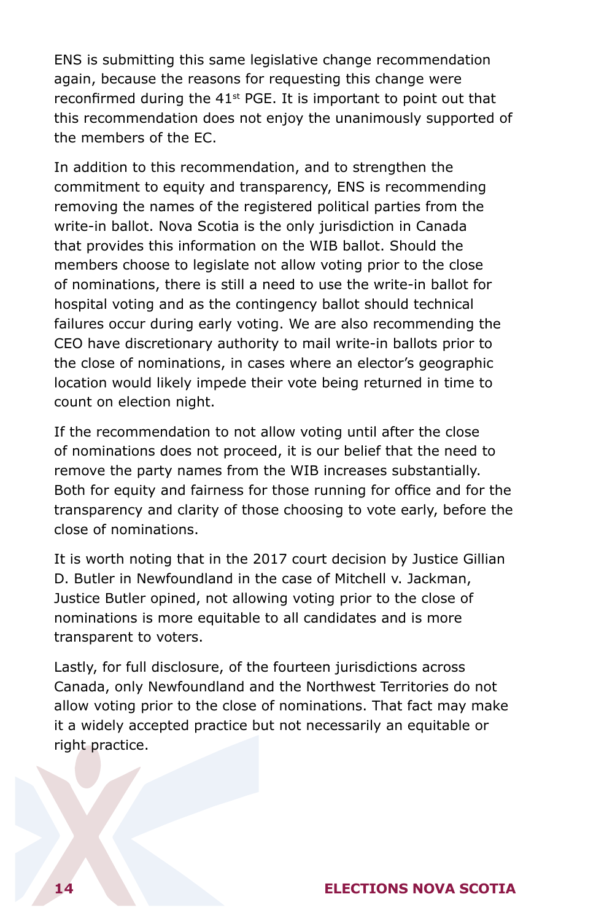ENS is submitting this same legislative change recommendation again, because the reasons for requesting this change were reconfirmed during the 41st PGE. It is important to point out that this recommendation does not enjoy the unanimously supported of the members of the EC.

In addition to this recommendation, and to strengthen the commitment to equity and transparency, ENS is recommending removing the names of the registered political parties from the write-in ballot. Nova Scotia is the only jurisdiction in Canada that provides this information on the WIB ballot. Should the members choose to legislate not allow voting prior to the close of nominations, there is still a need to use the write-in ballot for hospital voting and as the contingency ballot should technical failures occur during early voting. We are also recommending the CEO have discretionary authority to mail write-in ballots prior to the close of nominations, in cases where an elector's geographic location would likely impede their vote being returned in time to count on election night.

If the recommendation to not allow voting until after the close of nominations does not proceed, it is our belief that the need to remove the party names from the WIB increases substantially. Both for equity and fairness for those running for office and for the transparency and clarity of those choosing to vote early, before the close of nominations.

It is worth noting that in the 2017 court decision by Justice Gillian D. Butler in Newfoundland in the case of Mitchell v. Jackman, Justice Butler opined, not allowing voting prior to the close of nominations is more equitable to all candidates and is more transparent to voters.

Lastly, for full disclosure, of the fourteen jurisdictions across Canada, only Newfoundland and the Northwest Territories do not allow voting prior to the close of nominations. That fact may make it a widely accepted practice but not necessarily an equitable or right practice.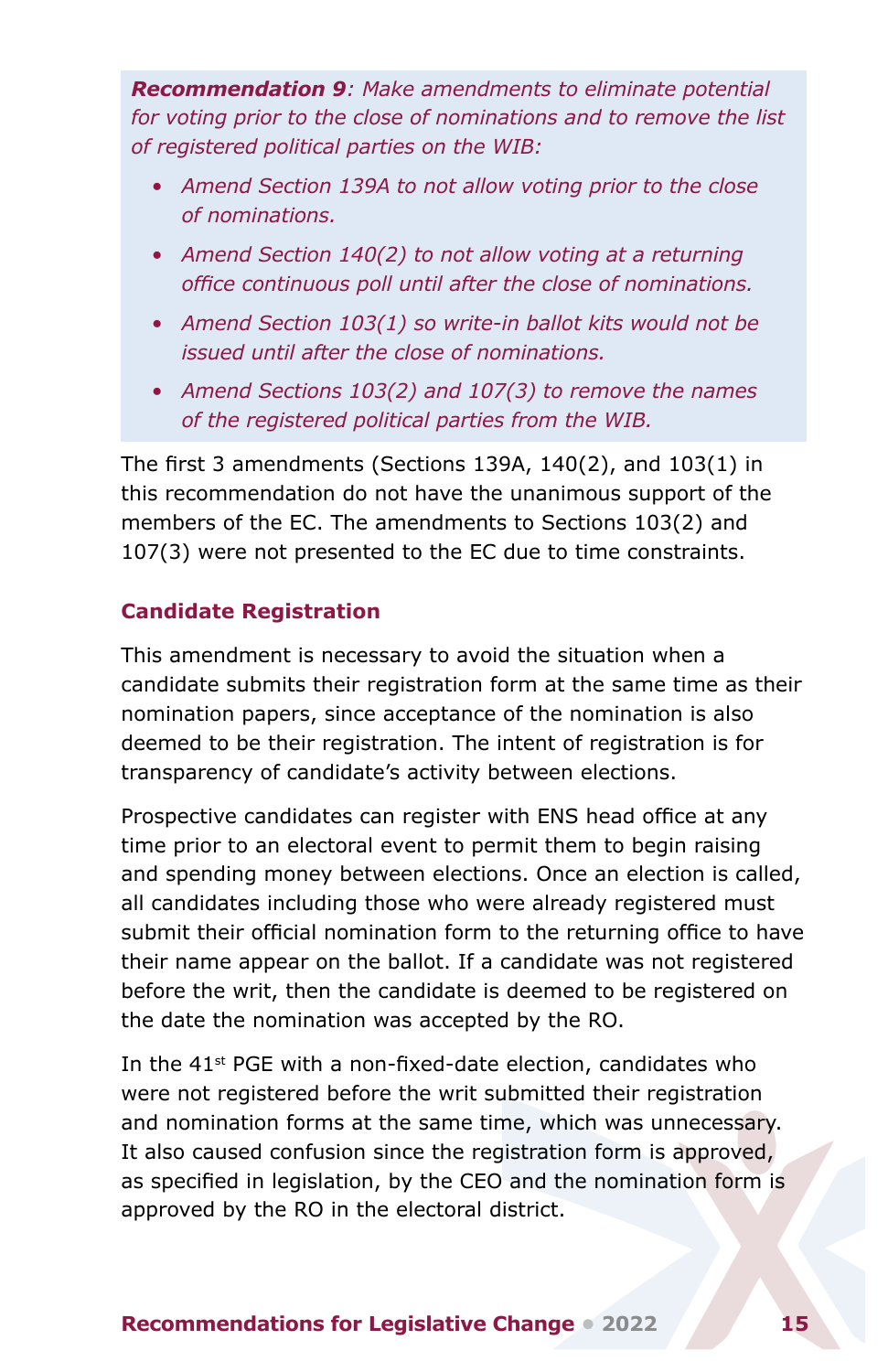***Recommendation 9**: Make amendments to eliminate potential for voting prior to the close of nominations and to remove the list of registered political parties on the WIB:*

- *Amend Section 139A to not allow voting prior to the close of nominations.*
- *Amend Section 140(2) to not allow voting at a returning office continuous poll until after the close of nominations.*
- *Amend Section 103(1) so write-in ballot kits would not be issued until after the close of nominations.*
- *Amend Sections 103(2) and 107(3) to remove the names of the registered political parties from the WIB.*

The first 3 amendments (Sections 139A, 140(2), and 103(1) in this recommendation do not have the unanimous support of the members of the EC. The amendments to Sections 103(2) and 107(3) were not presented to the EC due to time constraints.

### Candidate Registration

This amendment is necessary to avoid the situation when a candidate submits their registration form at the same time as their nomination papers, since acceptance of the nomination is also deemed to be their registration. The intent of registration is for transparency of candidate's activity between elections.

Prospective candidates can register with ENS head office at any time prior to an electoral event to permit them to begin raising and spending money between elections. Once an election is called, all candidates including those who were already registered must submit their official nomination form to the returning office to have their name appear on the ballot. If a candidate was not registered before the writ, then the candidate is deemed to be registered on the date the nomination was accepted by the RO.

In the 41st PGE with a non-fixed-date election, candidates who were not registered before the writ submitted their registration and nomination forms at the same time, which was unnecessary. It also caused confusion since the registration form is approved, as specified in legislation, by the CEO and the nomination form is approved by the RO in the electoral district.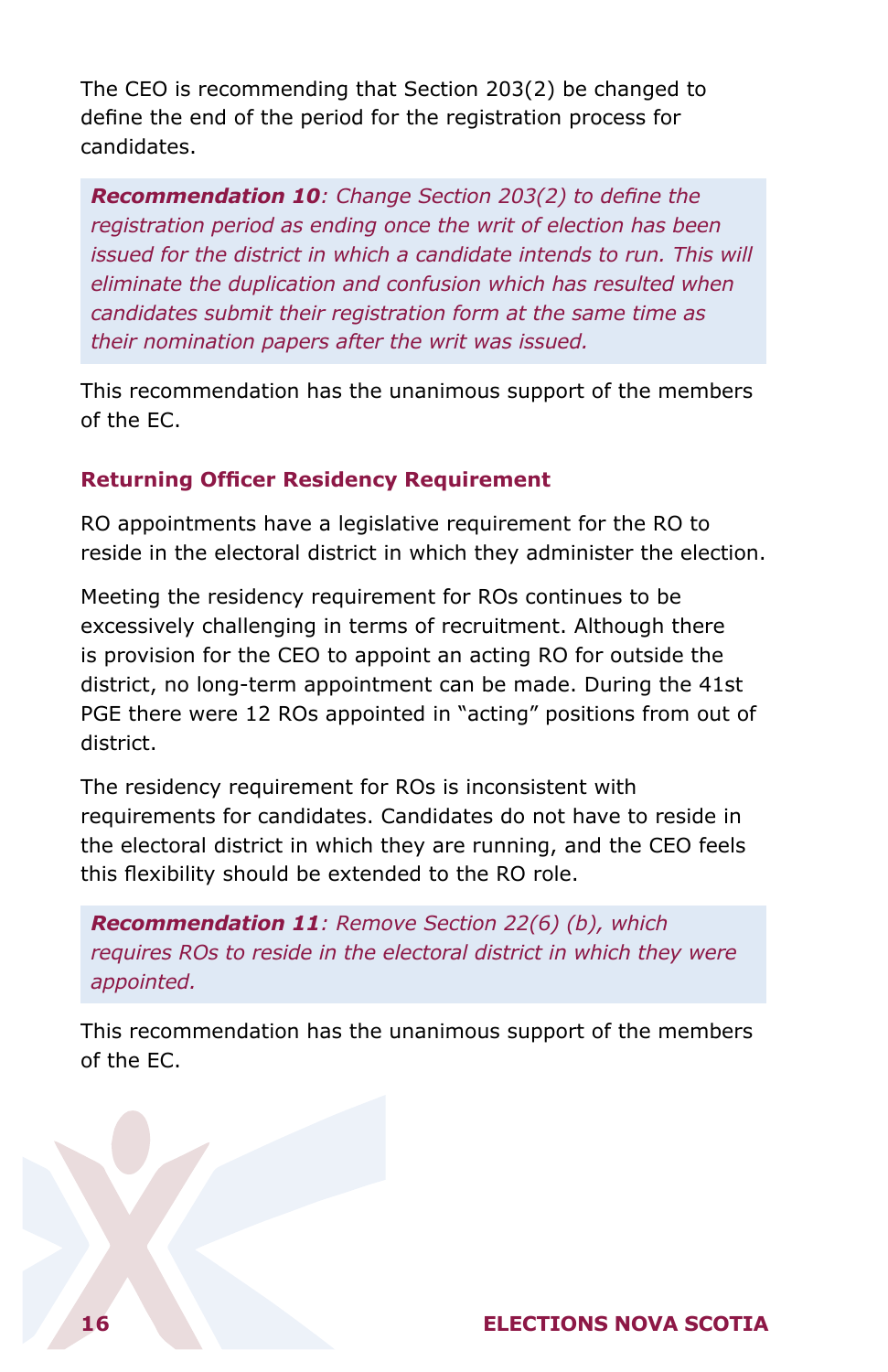The CEO is recommending that Section 203(2) be changed to define the end of the period for the registration process for candidates.

> ***Recommendation 10****: Change Section 203(2) to define the registration period as ending once the writ of election has been issued for the district in which a candidate intends to run. This will eliminate the duplication and confusion which has resulted when candidates submit their registration form at the same time as their nomination papers after the writ was issued.*

This recommendation has the unanimous support of the members of the EC.

### Returning Officer Residency Requirement

RO appointments have a legislative requirement for the RO to reside in the electoral district in which they administer the election.

Meeting the residency requirement for ROs continues to be excessively challenging in terms of recruitment. Although there is provision for the CEO to appoint an acting RO for outside the district, no long-term appointment can be made. During the 41st PGE there were 12 ROs appointed in "acting" positions from out of district.

The residency requirement for ROs is inconsistent with requirements for candidates. Candidates do not have to reside in the electoral district in which they are running, and the CEO feels this flexibility should be extended to the RO role.

> ***Recommendation 11****: Remove Section 22(6) (b), which requires ROs to reside in the electoral district in which they were appointed.*

This recommendation has the unanimous support of the members of the EC.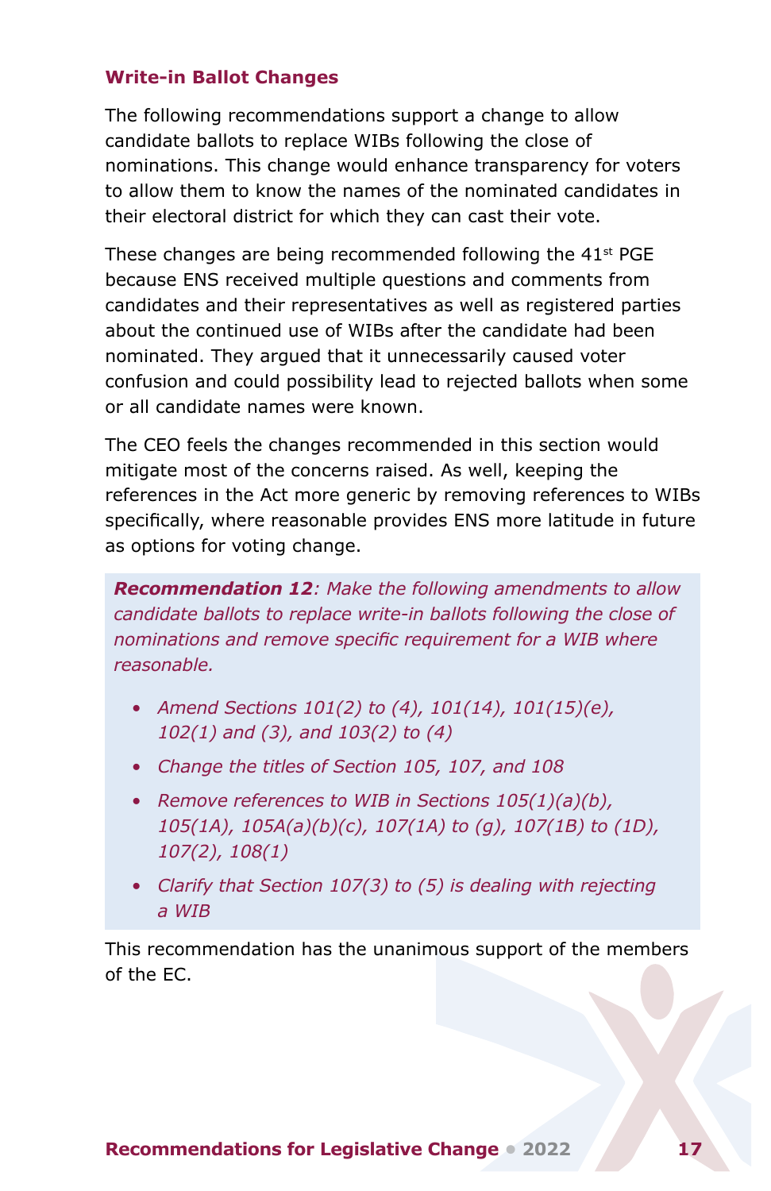### Write-in Ballot Changes

The following recommendations support a change to allow candidate ballots to replace WIBs following the close of nominations. This change would enhance transparency for voters to allow them to know the names of the nominated candidates in their electoral district for which they can cast their vote.

These changes are being recommended following the 41st PGE because ENS received multiple questions and comments from candidates and their representatives as well as registered parties about the continued use of WIBs after the candidate had been nominated. They argued that it unnecessarily caused voter confusion and could possibility lead to rejected ballots when some or all candidate names were known.

The CEO feels the changes recommended in this section would mitigate most of the concerns raised. As well, keeping the references in the Act more generic by removing references to WIBs specifically, where reasonable provides ENS more latitude in future as options for voting change.

***Recommendation 12**: Make the following amendments to allow candidate ballots to replace write-in ballots following the close of nominations and remove specific requirement for a WIB where reasonable.*

- *Amend Sections 101(2) to (4), 101(14), 101(15)(e), 102(1) and (3), and 103(2) to (4)*
- *Change the titles of Section 105, 107, and 108*
- *Remove references to WIB in Sections 105(1)(a)(b), 105(1A), 105A(a)(b)(c), 107(1A) to (g), 107(1B) to (1D), 107(2), 108(1)*
- *Clarify that Section 107(3) to (5) is dealing with rejecting a WIB*

This recommendation has the unanimous support of the members of the EC.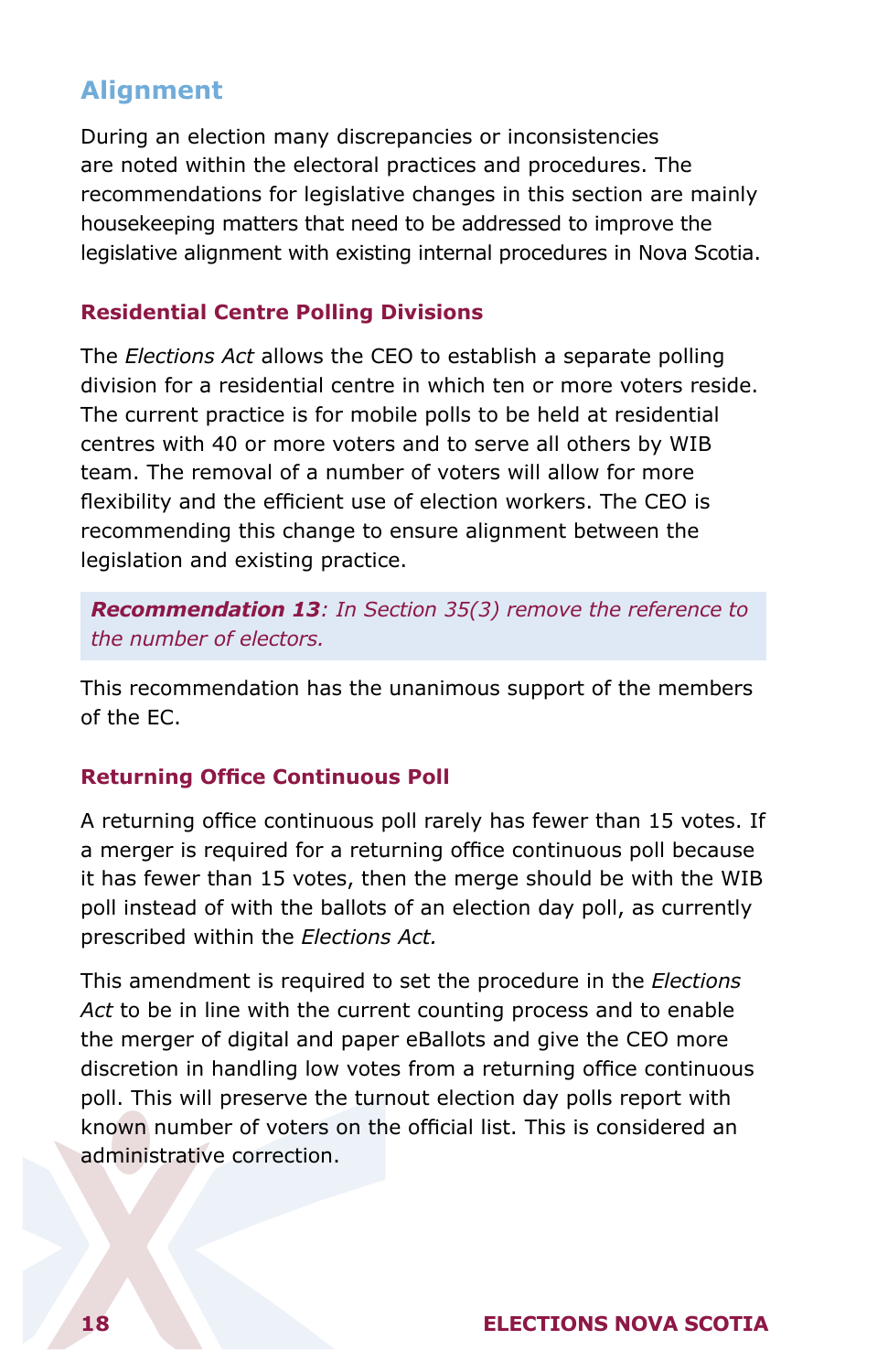## Alignment

During an election many discrepancies or inconsistencies are noted within the electoral practices and procedures. The recommendations for legislative changes in this section are mainly housekeeping matters that need to be addressed to improve the legislative alignment with existing internal procedures in Nova Scotia.

### Residential Centre Polling Divisions

The *Elections Act* allows the CEO to establish a separate polling division for a residential centre in which ten or more voters reside. The current practice is for mobile polls to be held at residential centres with 40 or more voters and to serve all others by WIB team. The removal of a number of voters will allow for more flexibility and the efficient use of election workers. The CEO is recommending this change to ensure alignment between the legislation and existing practice.

> ***Recommendation 13****: In Section 35(3) remove the reference to the number of electors.*

This recommendation has the unanimous support of the members of the EC.

### Returning Office Continuous Poll

A returning office continuous poll rarely has fewer than 15 votes. If a merger is required for a returning office continuous poll because it has fewer than 15 votes, then the merge should be with the WIB poll instead of with the ballots of an election day poll, as currently prescribed within the *Elections Act.*

This amendment is required to set the procedure in the *Elections Act* to be in line with the current counting process and to enable the merger of digital and paper eBallots and give the CEO more discretion in handling low votes from a returning office continuous poll. This will preserve the turnout election day polls report with known number of voters on the official list. This is considered an administrative correction.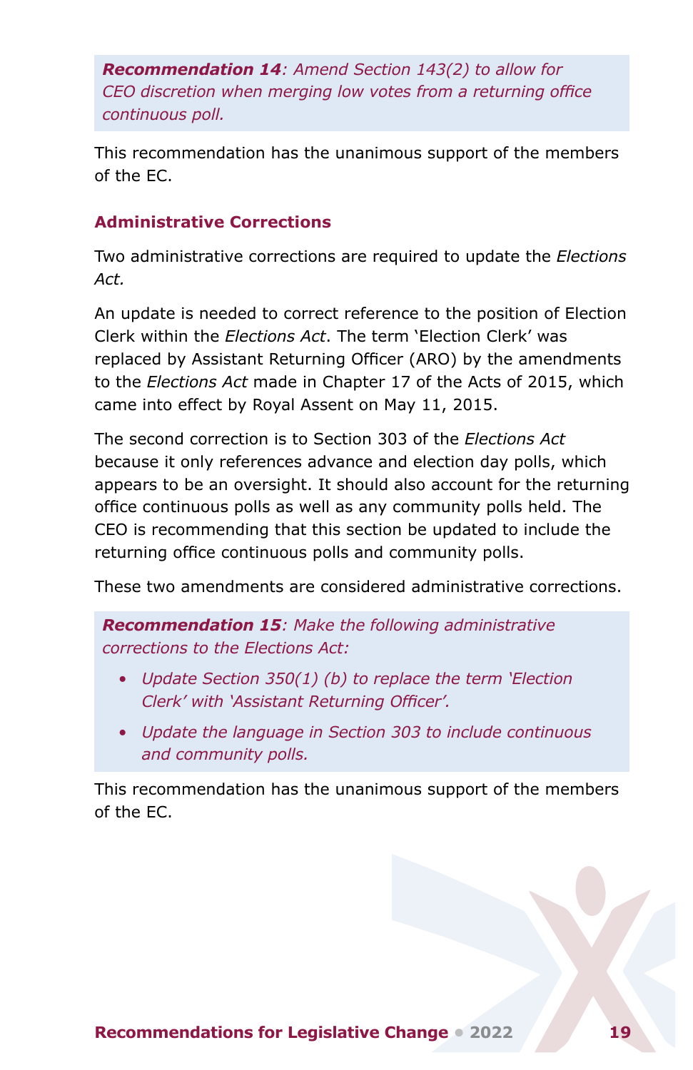***Recommendation 14**: Amend Section 143(2) to allow for CEO discretion when merging low votes from a returning office continuous poll.*

This recommendation has the unanimous support of the members of the EC.

### Administrative Corrections

Two administrative corrections are required to update the *Elections Act.*

An update is needed to correct reference to the position of Election Clerk within the *Elections Act*. The term 'Election Clerk' was replaced by Assistant Returning Officer (ARO) by the amendments to the *Elections Act* made in Chapter 17 of the Acts of 2015, which came into effect by Royal Assent on May 11, 2015.

The second correction is to Section 303 of the *Elections Act* because it only references advance and election day polls, which appears to be an oversight. It should also account for the returning office continuous polls as well as any community polls held. The CEO is recommending that this section be updated to include the returning office continuous polls and community polls.

These two amendments are considered administrative corrections.

***Recommendation 15**: Make the following administrative corrections to the Elections Act:*

- *Update Section 350(1) (b) to replace the term 'Election Clerk' with 'Assistant Returning Officer'.*
- *Update the language in Section 303 to include continuous and community polls.*

This recommendation has the unanimous support of the members of the EC.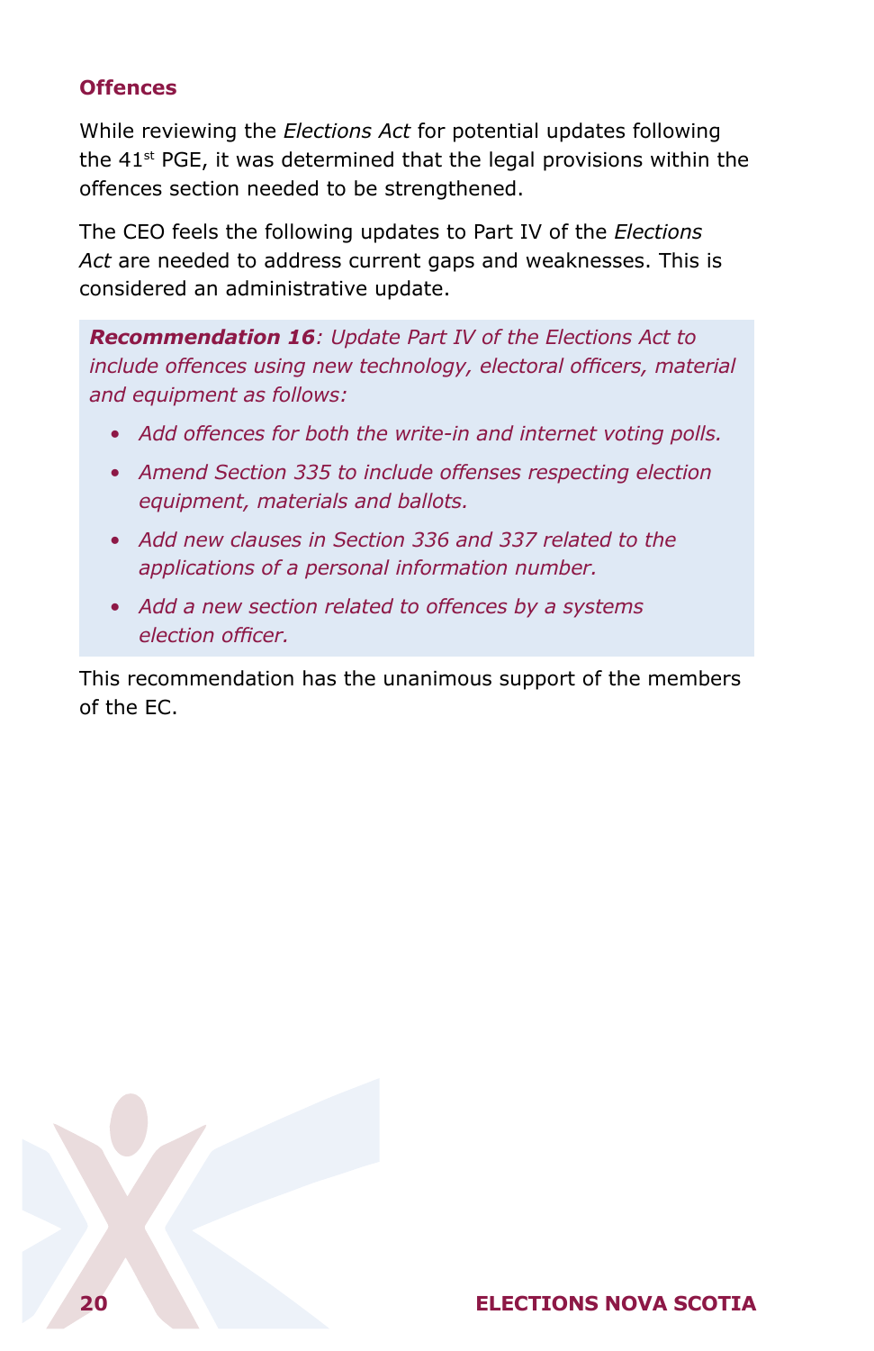### Offences

While reviewing the *Elections Act* for potential updates following the 41st PGE, it was determined that the legal provisions within the offences section needed to be strengthened.

The CEO feels the following updates to Part IV of the *Elections Act* are needed to address current gaps and weaknesses. This is considered an administrative update.

> ***Recommendation 16**: Update Part IV of the Elections Act to include offences using new technology, electoral officers, material and equipment as follows:*
>
> - *Add offences for both the write-in and internet voting polls.*
> - *Amend Section 335 to include offenses respecting election equipment, materials and ballots.*
> - *Add new clauses in Section 336 and 337 related to the applications of a personal information number.*
> - *Add a new section related to offences by a systems election officer.*

This recommendation has the unanimous support of the members of the EC.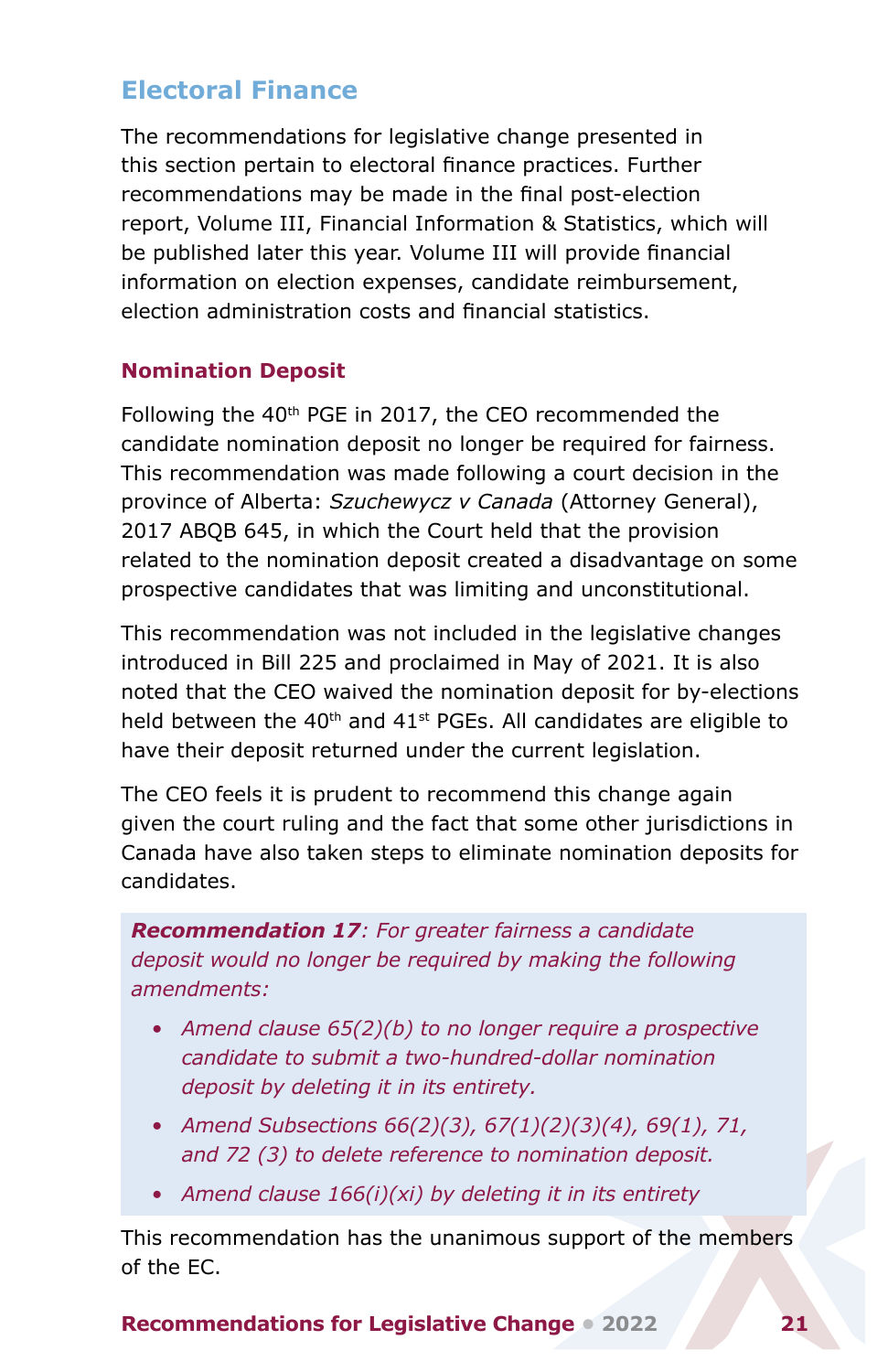## Electoral Finance

The recommendations for legislative change presented in this section pertain to electoral finance practices. Further recommendations may be made in the final post-election report, Volume III, Financial Information & Statistics, which will be published later this year. Volume III will provide financial information on election expenses, candidate reimbursement, election administration costs and financial statistics.

### Nomination Deposit

Following the 40th PGE in 2017, the CEO recommended the candidate nomination deposit no longer be required for fairness. This recommendation was made following a court decision in the province of Alberta: *Szuchewycz v Canada* (Attorney General), 2017 ABQB 645, in which the Court held that the provision related to the nomination deposit created a disadvantage on some prospective candidates that was limiting and unconstitutional.

This recommendation was not included in the legislative changes introduced in Bill 225 and proclaimed in May of 2021. It is also noted that the CEO waived the nomination deposit for by-elections held between the 40th and 41st PGEs. All candidates are eligible to have their deposit returned under the current legislation.

The CEO feels it is prudent to recommend this change again given the court ruling and the fact that some other jurisdictions in Canada have also taken steps to eliminate nomination deposits for candidates.

***Recommendation 17****: For greater fairness a candidate deposit would no longer be required by making the following amendments:*

- *Amend clause 65(2)(b) to no longer require a prospective candidate to submit a two-hundred-dollar nomination deposit by deleting it in its entirety.*
- *Amend Subsections 66(2)(3), 67(1)(2)(3)(4), 69(1), 71, and 72 (3) to delete reference to nomination deposit.*
- *Amend clause 166(i)(xi) by deleting it in its entirety*

This recommendation has the unanimous support of the members of the EC.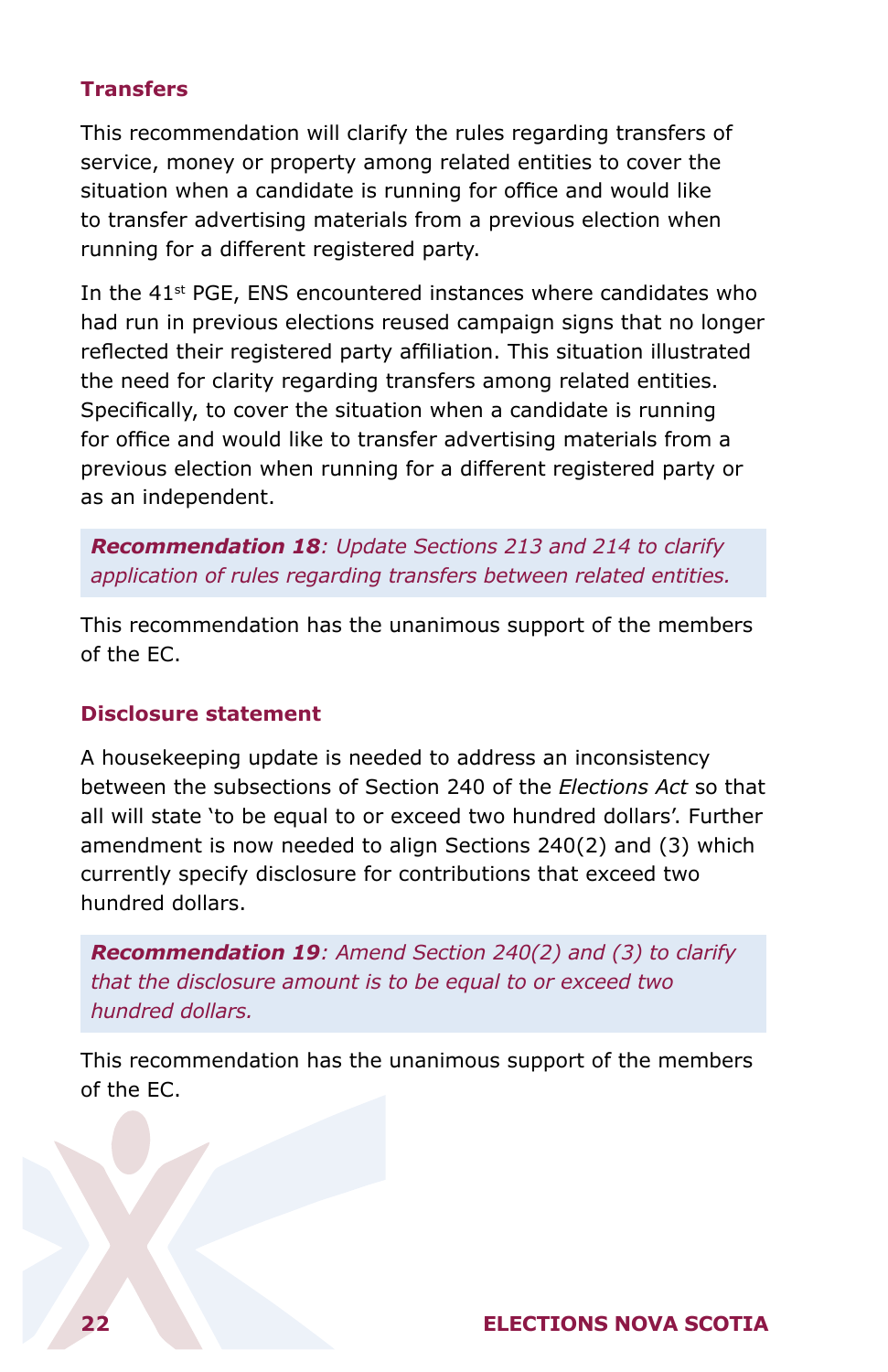### Transfers

This recommendation will clarify the rules regarding transfers of service, money or property among related entities to cover the situation when a candidate is running for office and would like to transfer advertising materials from a previous election when running for a different registered party.

In the 41st PGE, ENS encountered instances where candidates who had run in previous elections reused campaign signs that no longer reflected their registered party affiliation. This situation illustrated the need for clarity regarding transfers among related entities. Specifically, to cover the situation when a candidate is running for office and would like to transfer advertising materials from a previous election when running for a different registered party or as an independent.

> ***Recommendation 18****: Update Sections 213 and 214 to clarify application of rules regarding transfers between related entities.*

This recommendation has the unanimous support of the members of the EC.

### Disclosure statement

A housekeeping update is needed to address an inconsistency between the subsections of Section 240 of the *Elections Act* so that all will state 'to be equal to or exceed two hundred dollars'. Further amendment is now needed to align Sections 240(2) and (3) which currently specify disclosure for contributions that exceed two hundred dollars.

> ***Recommendation 19****: Amend Section 240(2) and (3) to clarify that the disclosure amount is to be equal to or exceed two hundred dollars.*

This recommendation has the unanimous support of the members of the EC.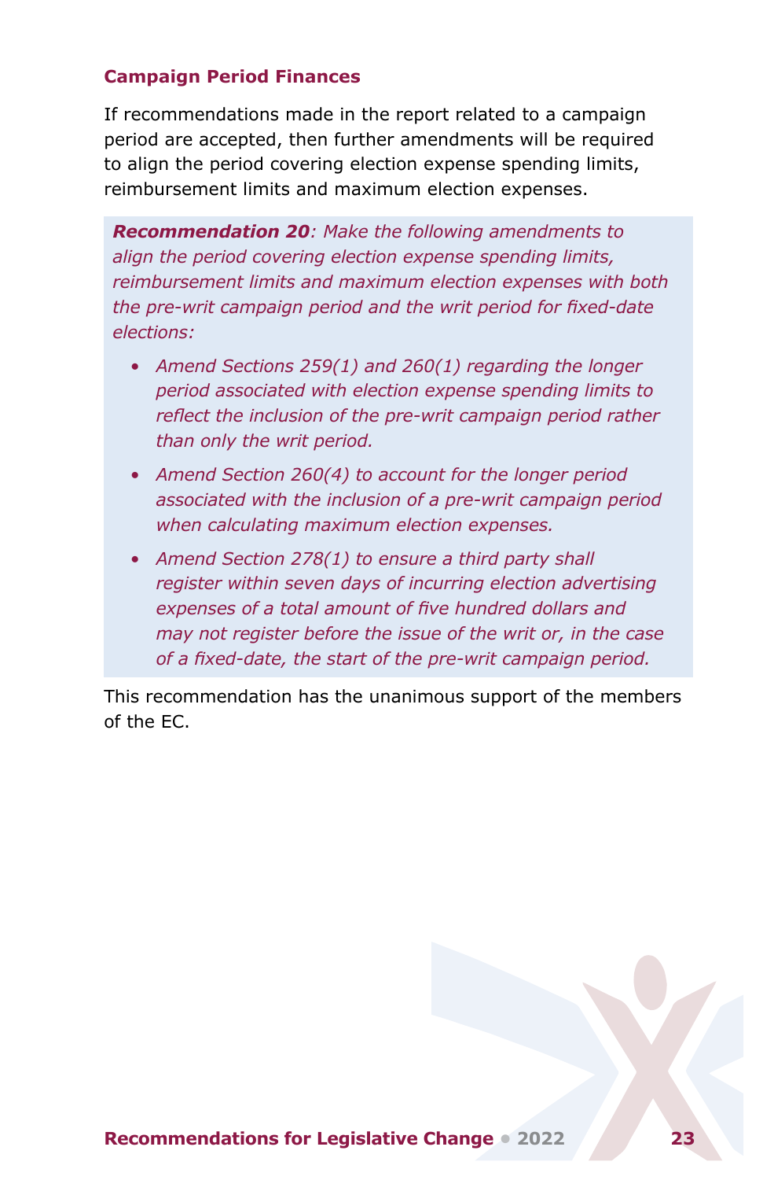### Campaign Period Finances

If recommendations made in the report related to a campaign period are accepted, then further amendments will be required to align the period covering election expense spending limits, reimbursement limits and maximum election expenses.

***Recommendation 20****: Make the following amendments to align the period covering election expense spending limits, reimbursement limits and maximum election expenses with both the pre-writ campaign period and the writ period for fixed-date elections:*

- *Amend Sections 259(1) and 260(1) regarding the longer period associated with election expense spending limits to reflect the inclusion of the pre-writ campaign period rather than only the writ period.*
- *Amend Section 260(4) to account for the longer period associated with the inclusion of a pre-writ campaign period when calculating maximum election expenses.*
- *Amend Section 278(1) to ensure a third party shall register within seven days of incurring election advertising expenses of a total amount of five hundred dollars and may not register before the issue of the writ or, in the case of a fixed-date, the start of the pre-writ campaign period.*

This recommendation has the unanimous support of the members of the EC.